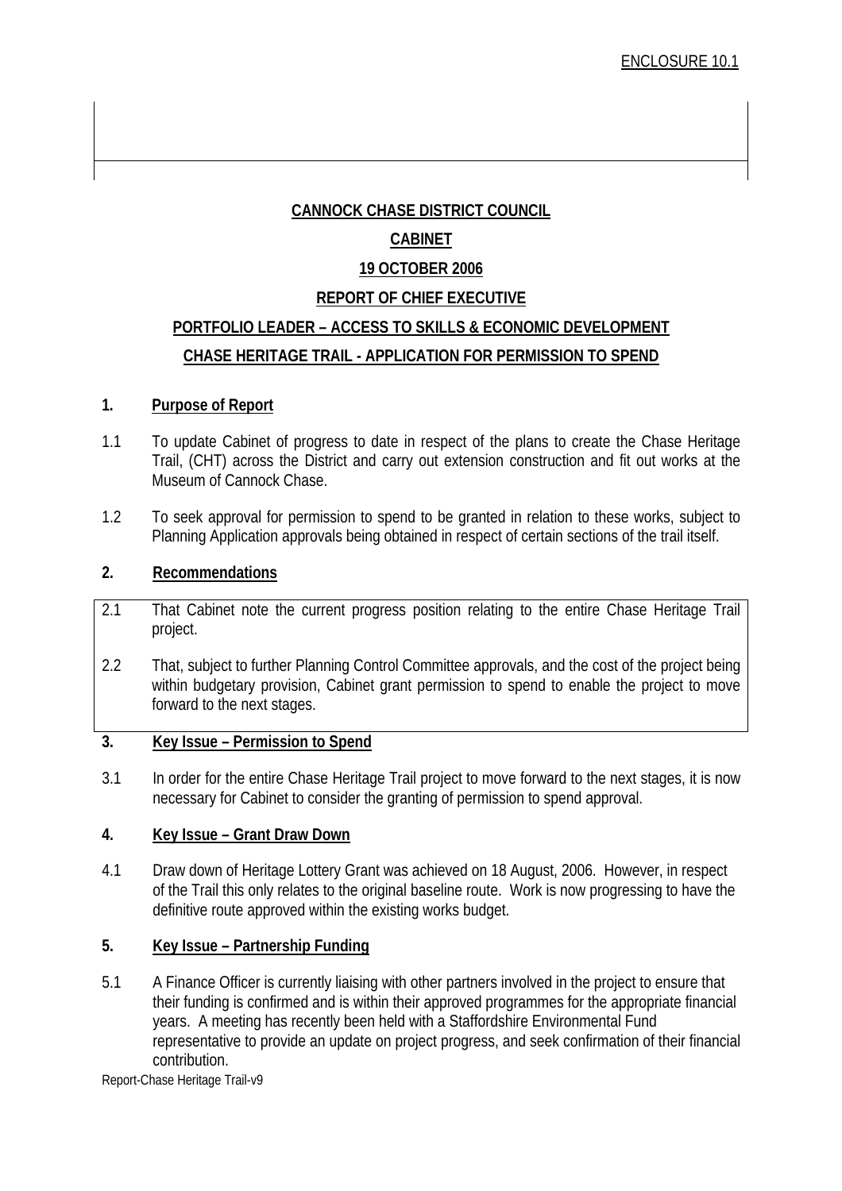ENCLOSURE 10.1

**CANNOCK CHASE DISTRICT COUNCIL**

**CABINET**

**19 OCTOBER 2006**

**REPORT OF CHIEF EXECUTIVE**

**PORTFOLIO LEADER – ACCESS TO SKILLS & ECONOMIC DEVELOPMENT**

**CHASE HERITAGE TRAIL - APPLICATION FOR PERMISSION TO SPEND**

## 1. Purpose of Report

1.1 To update Cabinet of progress to date in respect of the plans to create the Chase Heritage Trail, (CHT) across the District and carry out extension construction and fit out works at the Museum of Cannock Chase.

1.2 To seek approval for permission to spend to be granted in relation to these works, subject to Planning Application approvals being obtained in respect of certain sections of the trail itself.

## 2. Recommendations

2.1 That Cabinet note the current progress position relating to the entire Chase Heritage Trail project.

2.2 That, subject to further Planning Control Committee approvals, and the cost of the project being within budgetary provision, Cabinet grant permission to spend to enable the project to move forward to the next stages.

## 3. Key Issue – Permission to Spend

3.1 In order for the entire Chase Heritage Trail project to move forward to the next stages, it is now necessary for Cabinet to consider the granting of permission to spend approval.

## 4. Key Issue – Grant Draw Down

4.1 Draw down of Heritage Lottery Grant was achieved on 18 August, 2006. However, in respect of the Trail this only relates to the original baseline route. Work is now progressing to have the definitive route approved within the existing works budget.

## 5. Key Issue – Partnership Funding

5.1 A Finance Officer is currently liaising with other partners involved in the project to ensure that their funding is confirmed and is within their approved programmes for the appropriate financial years. A meeting has recently been held with a Staffordshire Environmental Fund representative to provide an update on project progress, and seek confirmation of their financial contribution.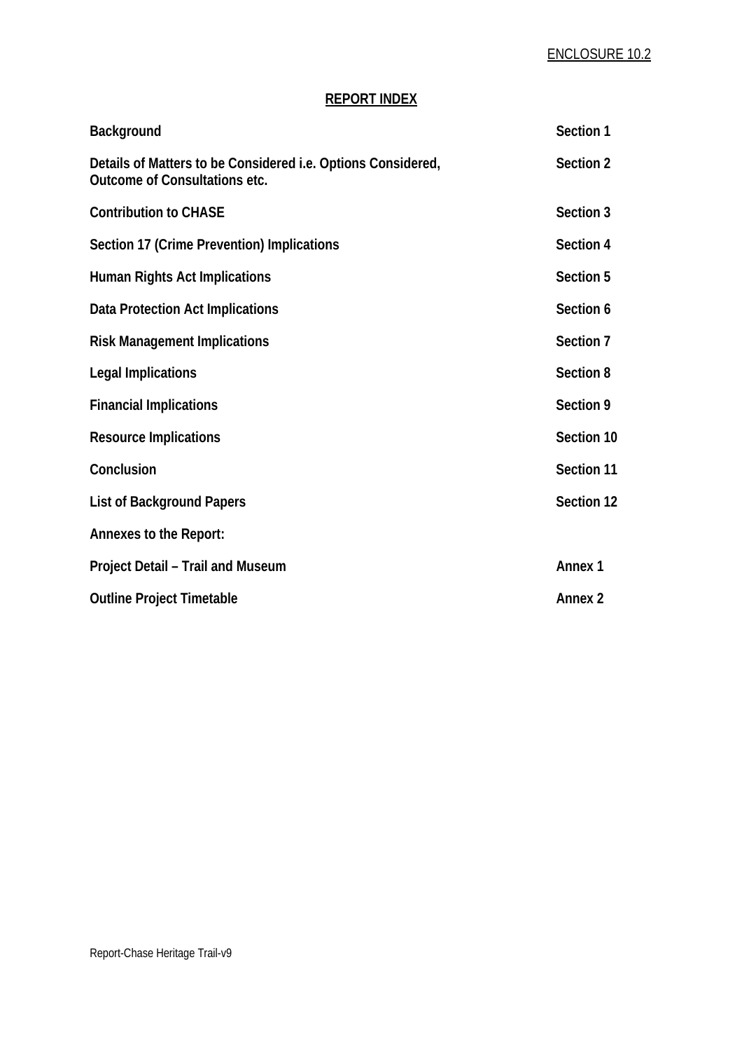ENCLOSURE 10.2

## REPORT INDEX

| | |
|---|---|
| **Background** | **Section 1** |
| **Details of Matters to be Considered i.e. Options Considered, Outcome of Consultations etc.** | **Section 2** |
| **Contribution to CHASE** | **Section 3** |
| **Section 17 (Crime Prevention) Implications** | **Section 4** |
| **Human Rights Act Implications** | **Section 5** |
| **Data Protection Act Implications** | **Section 6** |
| **Risk Management Implications** | **Section 7** |
| **Legal Implications** | **Section 8** |
| **Financial Implications** | **Section 9** |
| **Resource Implications** | **Section 10** |
| **Conclusion** | **Section 11** |
| **List of Background Papers** | **Section 12** |
| **Annexes to the Report:** | |
| **Project Detail – Trail and Museum** | **Annex 1** |
| **Outline Project Timetable** | **Annex 2** |

Report-Chase Heritage Trail-v9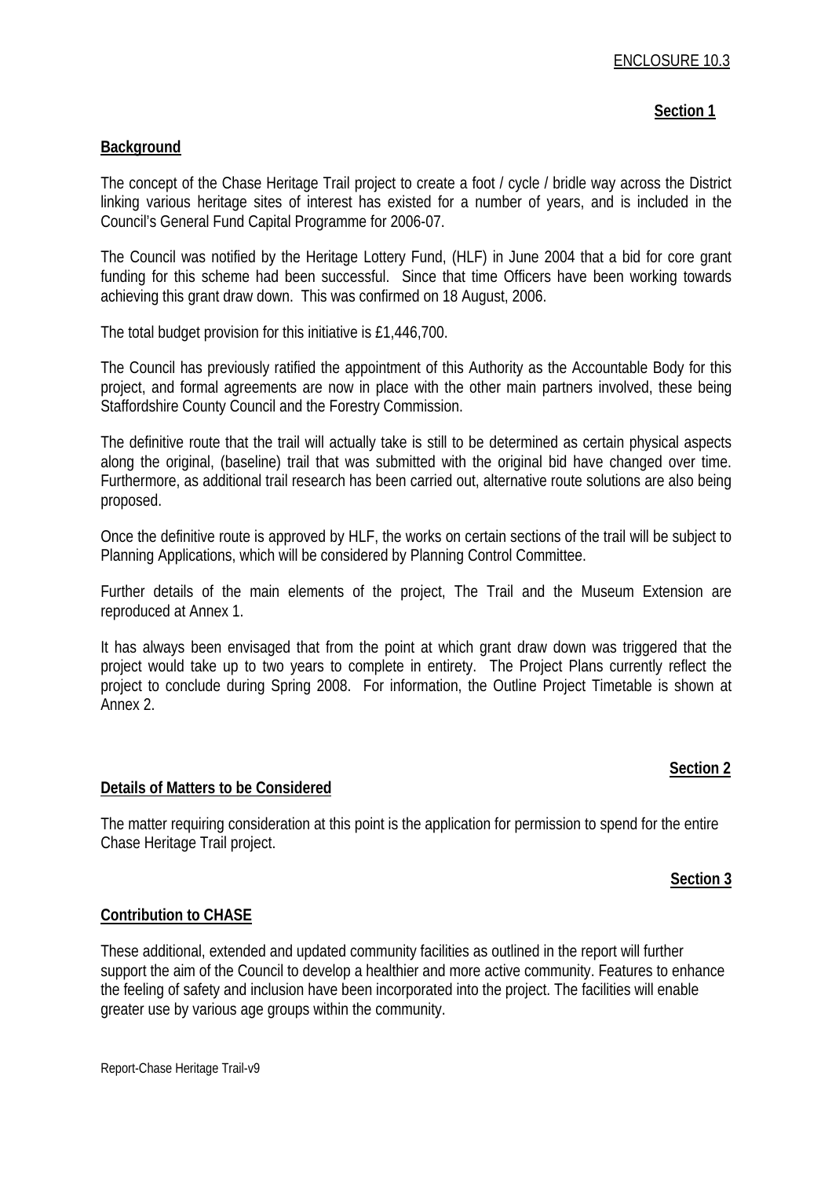ENCLOSURE 10.3

**Section 1**

## Background

The concept of the Chase Heritage Trail project to create a foot / cycle / bridle way across the District linking various heritage sites of interest has existed for a number of years, and is included in the Council's General Fund Capital Programme for 2006-07.

The Council was notified by the Heritage Lottery Fund, (HLF) in June 2004 that a bid for core grant funding for this scheme had been successful. Since that time Officers have been working towards achieving this grant draw down. This was confirmed on 18 August, 2006.

The total budget provision for this initiative is £1,446,700.

The Council has previously ratified the appointment of this Authority as the Accountable Body for this project, and formal agreements are now in place with the other main partners involved, these being Staffordshire County Council and the Forestry Commission.

The definitive route that the trail will actually take is still to be determined as certain physical aspects along the original, (baseline) trail that was submitted with the original bid have changed over time. Furthermore, as additional trail research has been carried out, alternative route solutions are also being proposed.

Once the definitive route is approved by HLF, the works on certain sections of the trail will be subject to Planning Applications, which will be considered by Planning Control Committee.

Further details of the main elements of the project, The Trail and the Museum Extension are reproduced at Annex 1.

It has always been envisaged that from the point at which grant draw down was triggered that the project would take up to two years to complete in entirety. The Project Plans currently reflect the project to conclude during Spring 2008. For information, the Outline Project Timetable is shown at Annex 2.

**Section 2**

## Details of Matters to be Considered

The matter requiring consideration at this point is the application for permission to spend for the entire Chase Heritage Trail project.

**Section 3**

## Contribution to CHASE

These additional, extended and updated community facilities as outlined in the report will further support the aim of the Council to develop a healthier and more active community. Features to enhance the feeling of safety and inclusion have been incorporated into the project. The facilities will enable greater use by various age groups within the community.

Report-Chase Heritage Trail-v9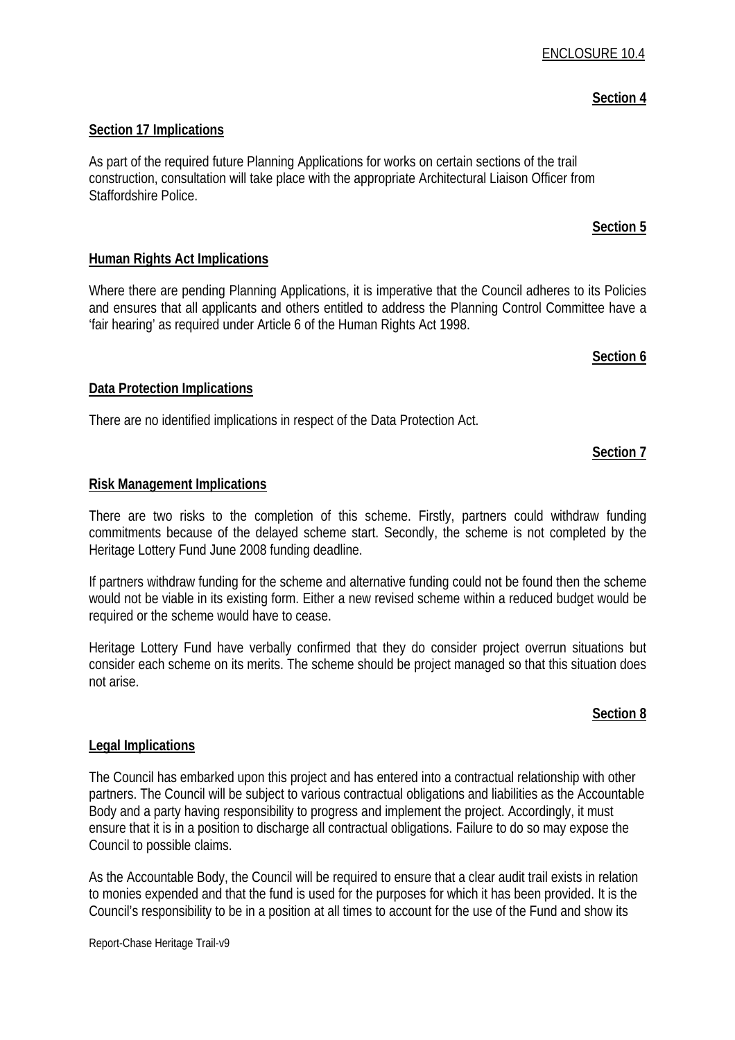ENCLOSURE 10.4

**Section 4**

**Section 17 Implications**

As part of the required future Planning Applications for works on certain sections of the trail construction, consultation will take place with the appropriate Architectural Liaison Officer from Staffordshire Police.

**Section 5**

**Human Rights Act Implications**

Where there are pending Planning Applications, it is imperative that the Council adheres to its Policies and ensures that all applicants and others entitled to address the Planning Control Committee have a 'fair hearing' as required under Article 6 of the Human Rights Act 1998.

**Section 6**

**Data Protection Implications**

There are no identified implications in respect of the Data Protection Act.

**Section 7**

**Risk Management Implications**

There are two risks to the completion of this scheme. Firstly, partners could withdraw funding commitments because of the delayed scheme start. Secondly, the scheme is not completed by the Heritage Lottery Fund June 2008 funding deadline.

If partners withdraw funding for the scheme and alternative funding could not be found then the scheme would not be viable in its existing form. Either a new revised scheme within a reduced budget would be required or the scheme would have to cease.

Heritage Lottery Fund have verbally confirmed that they do consider project overrun situations but consider each scheme on its merits. The scheme should be project managed so that this situation does not arise.

**Section 8**

**Legal Implications**

The Council has embarked upon this project and has entered into a contractual relationship with other partners. The Council will be subject to various contractual obligations and liabilities as the Accountable Body and a party having responsibility to progress and implement the project. Accordingly, it must ensure that it is in a position to discharge all contractual obligations. Failure to do so may expose the Council to possible claims.

As the Accountable Body, the Council will be required to ensure that a clear audit trail exists in relation to monies expended and that the fund is used for the purposes for which it has been provided. It is the Council's responsibility to be in a position at all times to account for the use of the Fund and show its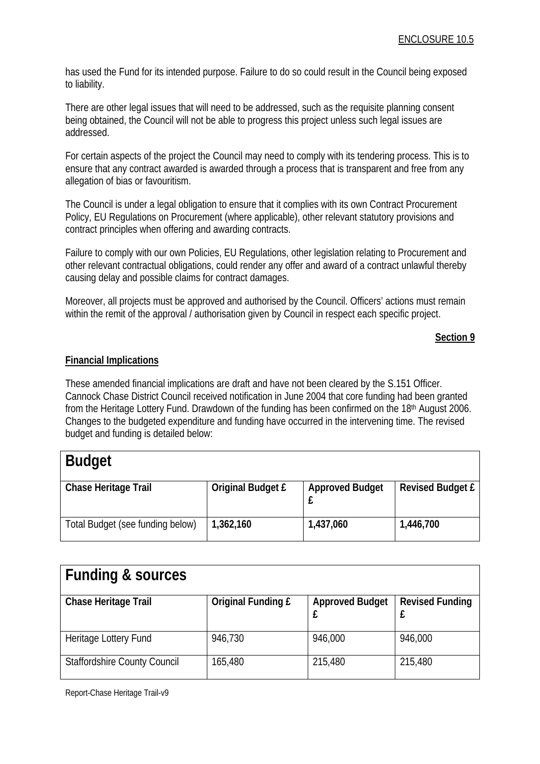has used the Fund for its intended purpose. Failure to do so could result in the Council being exposed to liability.

There are other legal issues that will need to be addressed, such as the requisite planning consent being obtained, the Council will not be able to progress this project unless such legal issues are addressed.

For certain aspects of the project the Council may need to comply with its tendering process. This is to ensure that any contract awarded is awarded through a process that is transparent and free from any allegation of bias or favouritism.

The Council is under a legal obligation to ensure that it complies with its own Contract Procurement Policy, EU Regulations on Procurement (where applicable), other relevant statutory provisions and contract principles when offering and awarding contracts.

Failure to comply with our own Policies, EU Regulations, other legislation relating to Procurement and other relevant contractual obligations, could render any offer and award of a contract unlawful thereby causing delay and possible claims for contract damages.

Moreover, all projects must be approved and authorised by the Council. Officers' actions must remain within the remit of the approval / authorisation given by Council in respect each specific project.

**Section 9**

**Financial Implications**

These amended financial implications are draft and have not been cleared by the S.151 Officer. Cannock Chase District Council received notification in June 2004 that core funding had been granted from the Heritage Lottery Fund. Drawdown of the funding has been confirmed on the 18th August 2006. Changes to the budgeted expenditure and funding have occurred in the intervening time. The revised budget and funding is detailed below:

| **Budget** | | | |
|---|---|---|---|
| **Chase Heritage Trail** | **Original Budget £** | **Approved Budget £** | **Revised Budget £** |
| Total Budget (see funding below) | **1,362,160** | **1,437,060** | **1,446,700** |

| **Funding & sources** | | | |
|---|---|---|---|
| **Chase Heritage Trail** | **Original Funding £** | **Approved Budget £** | **Revised Funding £** |
| Heritage Lottery Fund | 946,730 | 946,000 | 946,000 |
| Staffordshire County Council | 165,480 | 215,480 | 215,480 |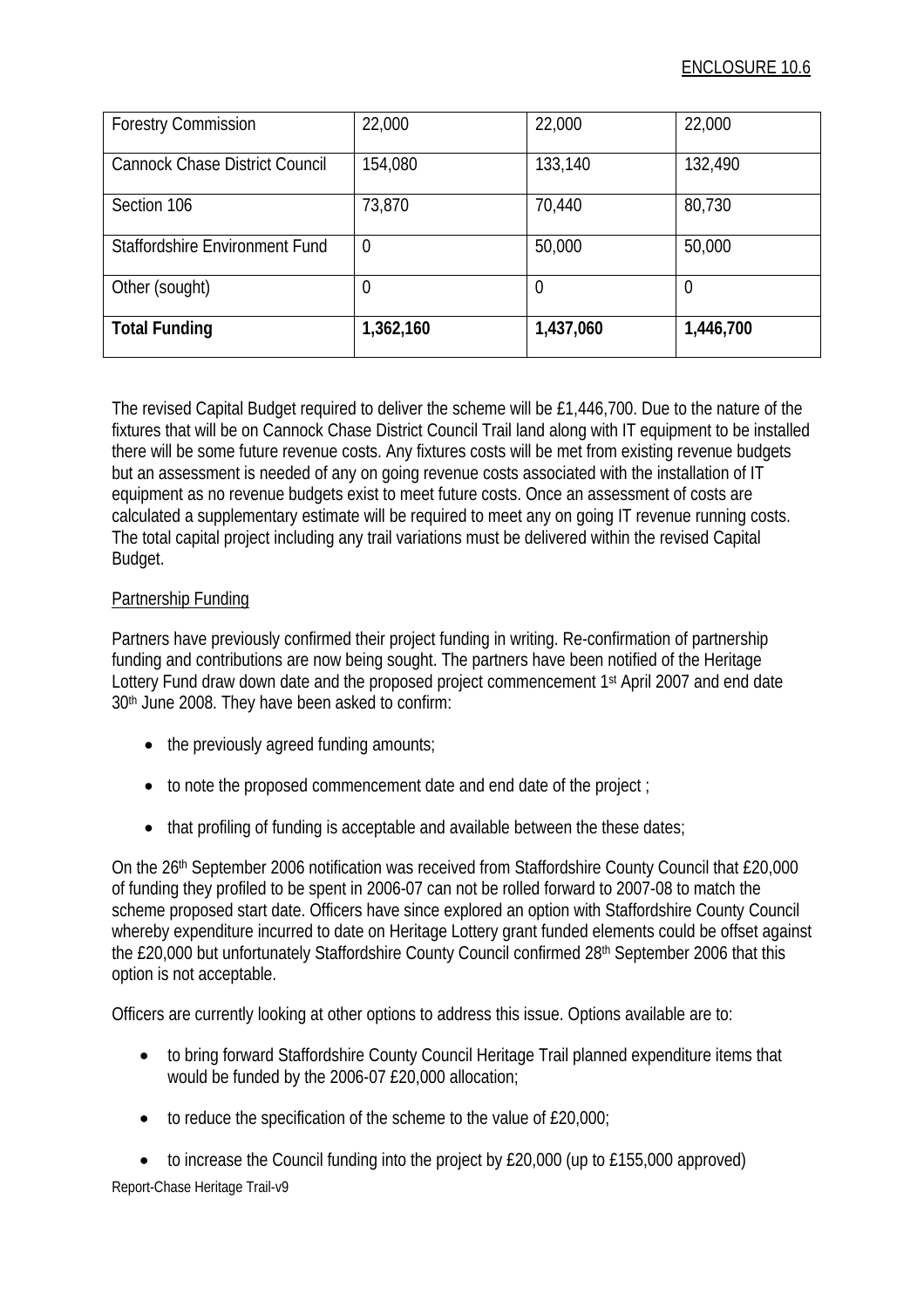| | | | |
|---|---|---|---|
| Forestry Commission | 22,000 | 22,000 | 22,000 |
| Cannock Chase District Council | 154,080 | 133,140 | 132,490 |
| Section 106 | 73,870 | 70,440 | 80,730 |
| Staffordshire Environment Fund | 0 | 50,000 | 50,000 |
| Other (sought) | 0 | 0 | 0 |
| **Total Funding** | **1,362,160** | **1,437,060** | **1,446,700** |

The revised Capital Budget required to deliver the scheme will be £1,446,700. Due to the nature of the fixtures that will be on Cannock Chase District Council Trail land along with IT equipment to be installed there will be some future revenue costs. Any fixtures costs will be met from existing revenue budgets but an assessment is needed of any on going revenue costs associated with the installation of IT equipment as no revenue budgets exist to meet future costs. Once an assessment of costs are calculated a supplementary estimate will be required to meet any on going IT revenue running costs. The total capital project including any trail variations must be delivered within the revised Capital Budget.

Partnership Funding

Partners have previously confirmed their project funding in writing. Re-confirmation of partnership funding and contributions are now being sought. The partners have been notified of the Heritage Lottery Fund draw down date and the proposed project commencement 1st April 2007 and end date 30th June 2008. They have been asked to confirm:

- the previously agreed funding amounts;
- to note the proposed commencement date and end date of the project ;
- that profiling of funding is acceptable and available between the these dates;

On the 26th September 2006 notification was received from Staffordshire County Council that £20,000 of funding they profiled to be spent in 2006-07 can not be rolled forward to 2007-08 to match the scheme proposed start date. Officers have since explored an option with Staffordshire County Council whereby expenditure incurred to date on Heritage Lottery grant funded elements could be offset against the £20,000 but unfortunately Staffordshire County Council confirmed 28th September 2006 that this option is not acceptable.

Officers are currently looking at other options to address this issue. Options available are to:

- to bring forward Staffordshire County Council Heritage Trail planned expenditure items that would be funded by the 2006-07 £20,000 allocation;
- to reduce the specification of the scheme to the value of £20,000;
- to increase the Council funding into the project by £20,000 (up to £155,000 approved)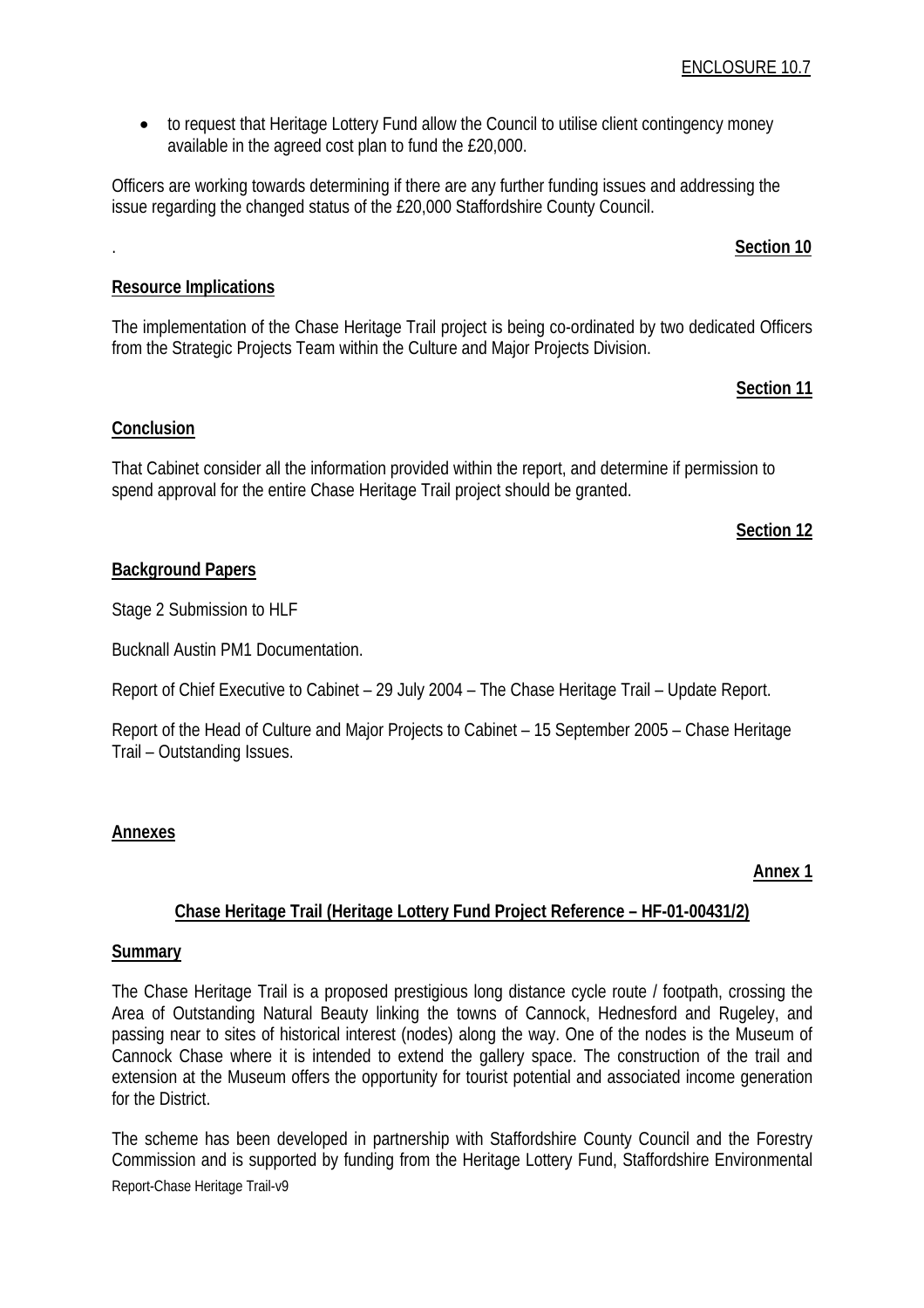ENCLOSURE 10.7

- to request that Heritage Lottery Fund allow the Council to utilise client contingency money available in the agreed cost plan to fund the £20,000.

Officers are working towards determining if there are any further funding issues and addressing the issue regarding the changed status of the £20,000 Staffordshire County Council.

.

**Section 10**

**Resource Implications**

The implementation of the Chase Heritage Trail project is being co-ordinated by two dedicated Officers from the Strategic Projects Team within the Culture and Major Projects Division.

**Section 11**

**Conclusion**

That Cabinet consider all the information provided within the report, and determine if permission to spend approval for the entire Chase Heritage Trail project should be granted.

**Section 12**

**Background Papers**

Stage 2 Submission to HLF

Bucknall Austin PM1 Documentation.

Report of Chief Executive to Cabinet – 29 July 2004 – The Chase Heritage Trail – Update Report.

Report of the Head of Culture and Major Projects to Cabinet – 15 September 2005 – Chase Heritage Trail – Outstanding Issues.

**Annexes**

**Annex 1**

**Chase Heritage Trail (Heritage Lottery Fund Project Reference – HF-01-00431/2)**

**Summary**

The Chase Heritage Trail is a proposed prestigious long distance cycle route / footpath, crossing the Area of Outstanding Natural Beauty linking the towns of Cannock, Hednesford and Rugeley, and passing near to sites of historical interest (nodes) along the way. One of the nodes is the Museum of Cannock Chase where it is intended to extend the gallery space. The construction of the trail and extension at the Museum offers the opportunity for tourist potential and associated income generation for the District.

The scheme has been developed in partnership with Staffordshire County Council and the Forestry Commission and is supported by funding from the Heritage Lottery Fund, Staffordshire Environmental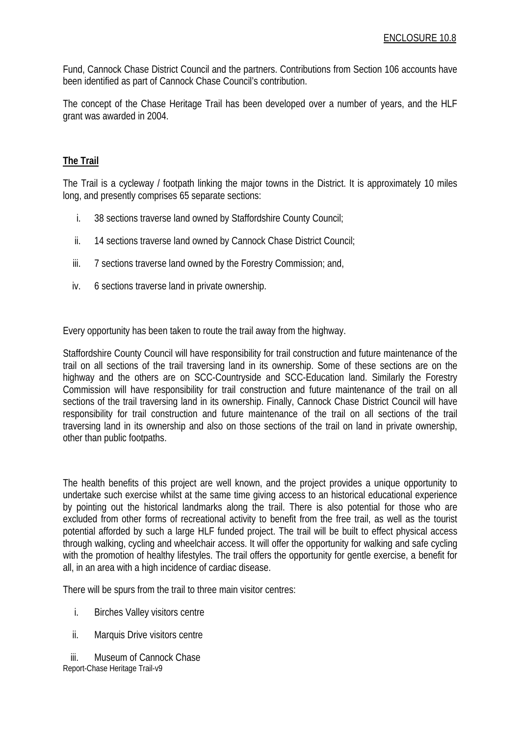Fund, Cannock Chase District Council and the partners. Contributions from Section 106 accounts have been identified as part of Cannock Chase Council's contribution.

The concept of the Chase Heritage Trail has been developed over a number of years, and the HLF grant was awarded in 2004.

**The Trail**

The Trail is a cycleway / footpath linking the major towns in the District. It is approximately 10 miles long, and presently comprises 65 separate sections:

i. 38 sections traverse land owned by Staffordshire County Council;

ii. 14 sections traverse land owned by Cannock Chase District Council;

iii. 7 sections traverse land owned by the Forestry Commission; and,

iv. 6 sections traverse land in private ownership.

Every opportunity has been taken to route the trail away from the highway.

Staffordshire County Council will have responsibility for trail construction and future maintenance of the trail on all sections of the trail traversing land in its ownership. Some of these sections are on the highway and the others are on SCC-Countryside and SCC-Education land. Similarly the Forestry Commission will have responsibility for trail construction and future maintenance of the trail on all sections of the trail traversing land in its ownership. Finally, Cannock Chase District Council will have responsibility for trail construction and future maintenance of the trail on all sections of the trail traversing land in its ownership and also on those sections of the trail on land in private ownership, other than public footpaths.

The health benefits of this project are well known, and the project provides a unique opportunity to undertake such exercise whilst at the same time giving access to an historical educational experience by pointing out the historical landmarks along the trail. There is also potential for those who are excluded from other forms of recreational activity to benefit from the free trail, as well as the tourist potential afforded by such a large HLF funded project. The trail will be built to effect physical access through walking, cycling and wheelchair access. It will offer the opportunity for walking and safe cycling with the promotion of healthy lifestyles. The trail offers the opportunity for gentle exercise, a benefit for all, in an area with a high incidence of cardiac disease.

There will be spurs from the trail to three main visitor centres:

i. Birches Valley visitors centre

ii. Marquis Drive visitors centre

iii. Museum of Cannock Chase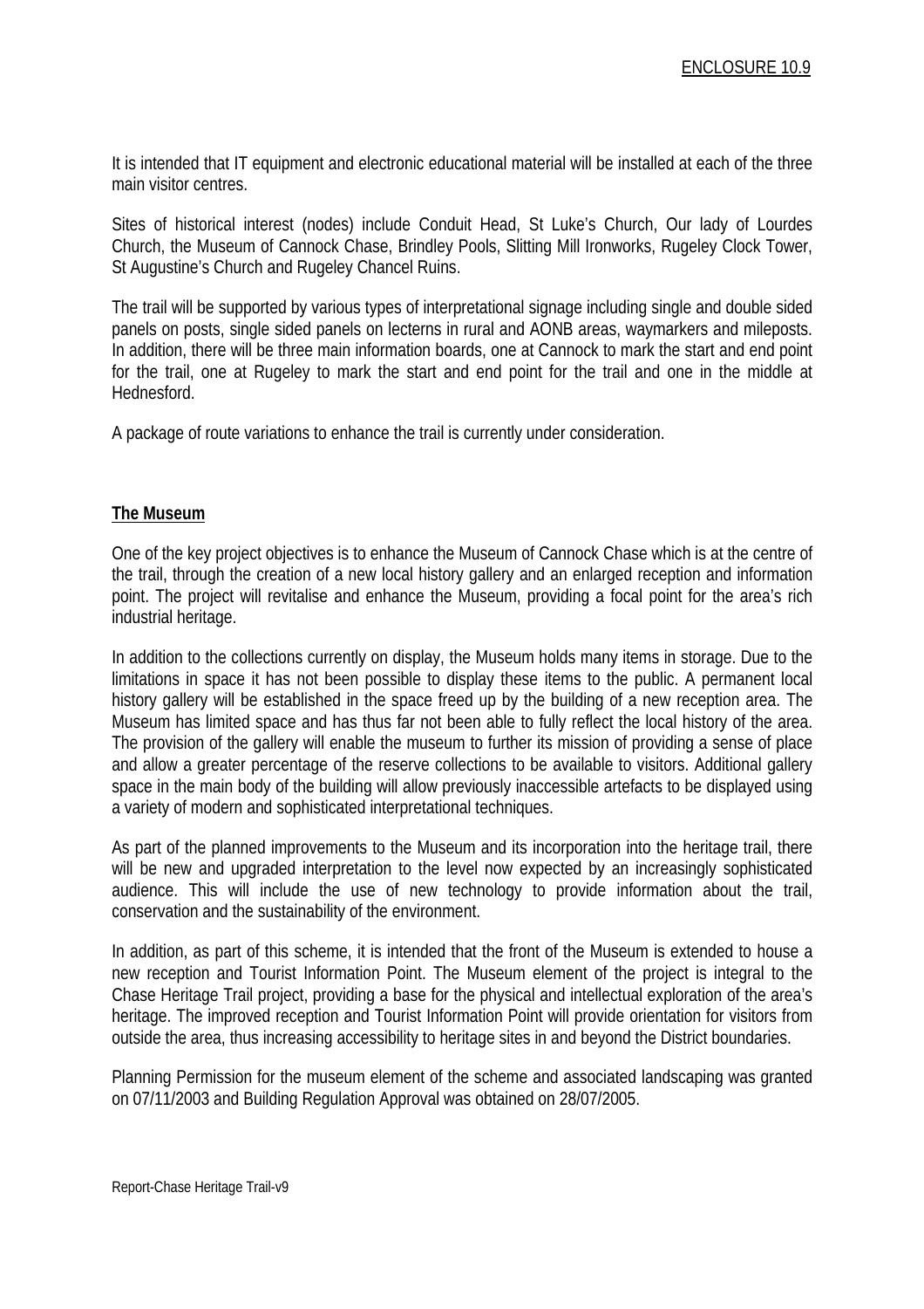It is intended that IT equipment and electronic educational material will be installed at each of the three main visitor centres.

Sites of historical interest (nodes) include Conduit Head, St Luke's Church, Our lady of Lourdes Church, the Museum of Cannock Chase, Brindley Pools, Slitting Mill Ironworks, Rugeley Clock Tower, St Augustine's Church and Rugeley Chancel Ruins.

The trail will be supported by various types of interpretational signage including single and double sided panels on posts, single sided panels on lecterns in rural and AONB areas, waymarkers and mileposts. In addition, there will be three main information boards, one at Cannock to mark the start and end point for the trail, one at Rugeley to mark the start and end point for the trail and one in the middle at Hednesford.

A package of route variations to enhance the trail is currently under consideration.

**The Museum**

One of the key project objectives is to enhance the Museum of Cannock Chase which is at the centre of the trail, through the creation of a new local history gallery and an enlarged reception and information point. The project will revitalise and enhance the Museum, providing a focal point for the area's rich industrial heritage.

In addition to the collections currently on display, the Museum holds many items in storage. Due to the limitations in space it has not been possible to display these items to the public. A permanent local history gallery will be established in the space freed up by the building of a new reception area. The Museum has limited space and has thus far not been able to fully reflect the local history of the area. The provision of the gallery will enable the museum to further its mission of providing a sense of place and allow a greater percentage of the reserve collections to be available to visitors. Additional gallery space in the main body of the building will allow previously inaccessible artefacts to be displayed using a variety of modern and sophisticated interpretational techniques.

As part of the planned improvements to the Museum and its incorporation into the heritage trail, there will be new and upgraded interpretation to the level now expected by an increasingly sophisticated audience. This will include the use of new technology to provide information about the trail, conservation and the sustainability of the environment.

In addition, as part of this scheme, it is intended that the front of the Museum is extended to house a new reception and Tourist Information Point. The Museum element of the project is integral to the Chase Heritage Trail project, providing a base for the physical and intellectual exploration of the area's heritage. The improved reception and Tourist Information Point will provide orientation for visitors from outside the area, thus increasing accessibility to heritage sites in and beyond the District boundaries.

Planning Permission for the museum element of the scheme and associated landscaping was granted on 07/11/2003 and Building Regulation Approval was obtained on 28/07/2005.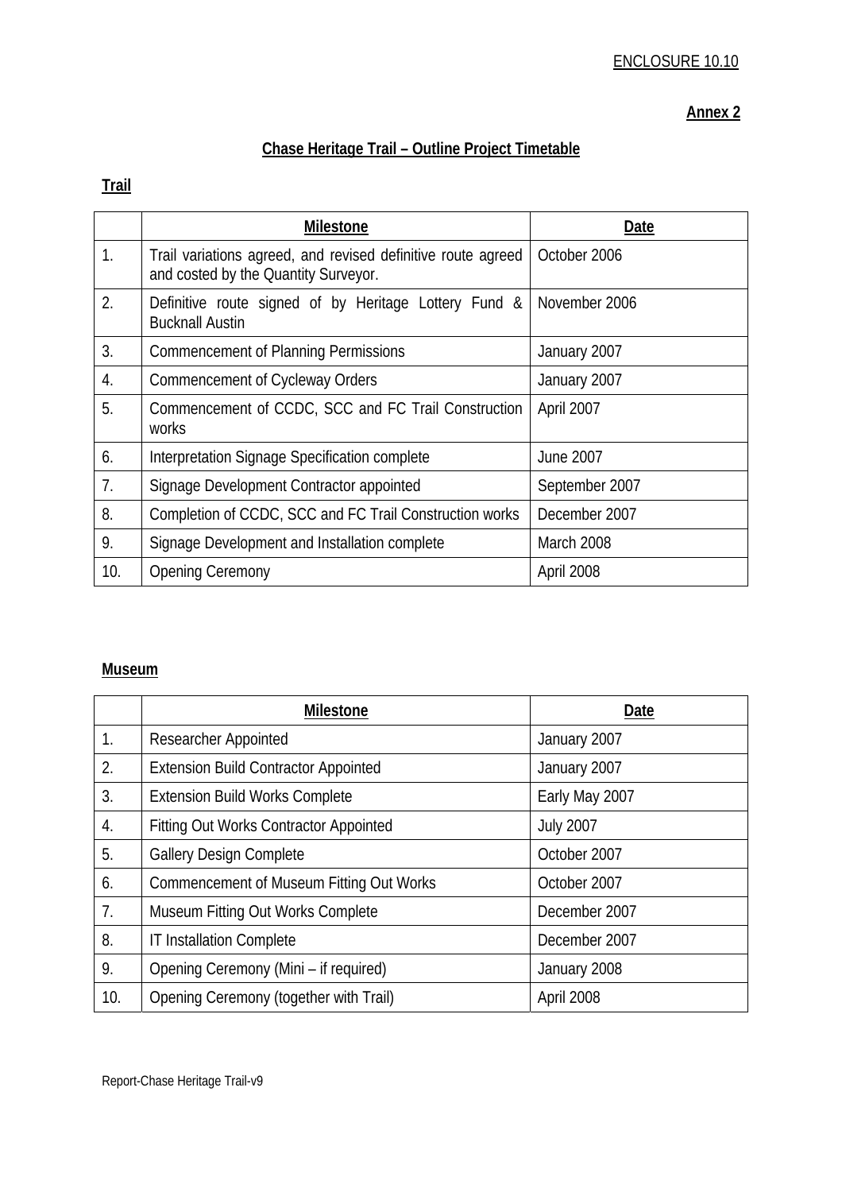ENCLOSURE 10.10

**Annex 2**

## Chase Heritage Trail – Outline Project Timetable

### Trail

| | Milestone | Date |
|---|---|---|
| 1. | Trail variations agreed, and revised definitive route agreed and costed by the Quantity Surveyor. | October 2006 |
| 2. | Definitive route signed of by Heritage Lottery Fund & Bucknall Austin | November 2006 |
| 3. | Commencement of Planning Permissions | January 2007 |
| 4. | Commencement of Cycleway Orders | January 2007 |
| 5. | Commencement of CCDC, SCC and FC Trail Construction works | April 2007 |
| 6. | Interpretation Signage Specification complete | June 2007 |
| 7. | Signage Development Contractor appointed | September 2007 |
| 8. | Completion of CCDC, SCC and FC Trail Construction works | December 2007 |
| 9. | Signage Development and Installation complete | March 2008 |
| 10. | Opening Ceremony | April 2008 |

### Museum

| | Milestone | Date |
|---|---|---|
| 1. | Researcher Appointed | January 2007 |
| 2. | Extension Build Contractor Appointed | January 2007 |
| 3. | Extension Build Works Complete | Early May 2007 |
| 4. | Fitting Out Works Contractor Appointed | July 2007 |
| 5. | Gallery Design Complete | October 2007 |
| 6. | Commencement of Museum Fitting Out Works | October 2007 |
| 7. | Museum Fitting Out Works Complete | December 2007 |
| 8. | IT Installation Complete | December 2007 |
| 9. | Opening Ceremony (Mini – if required) | January 2008 |
| 10. | Opening Ceremony (together with Trail) | April 2008 |